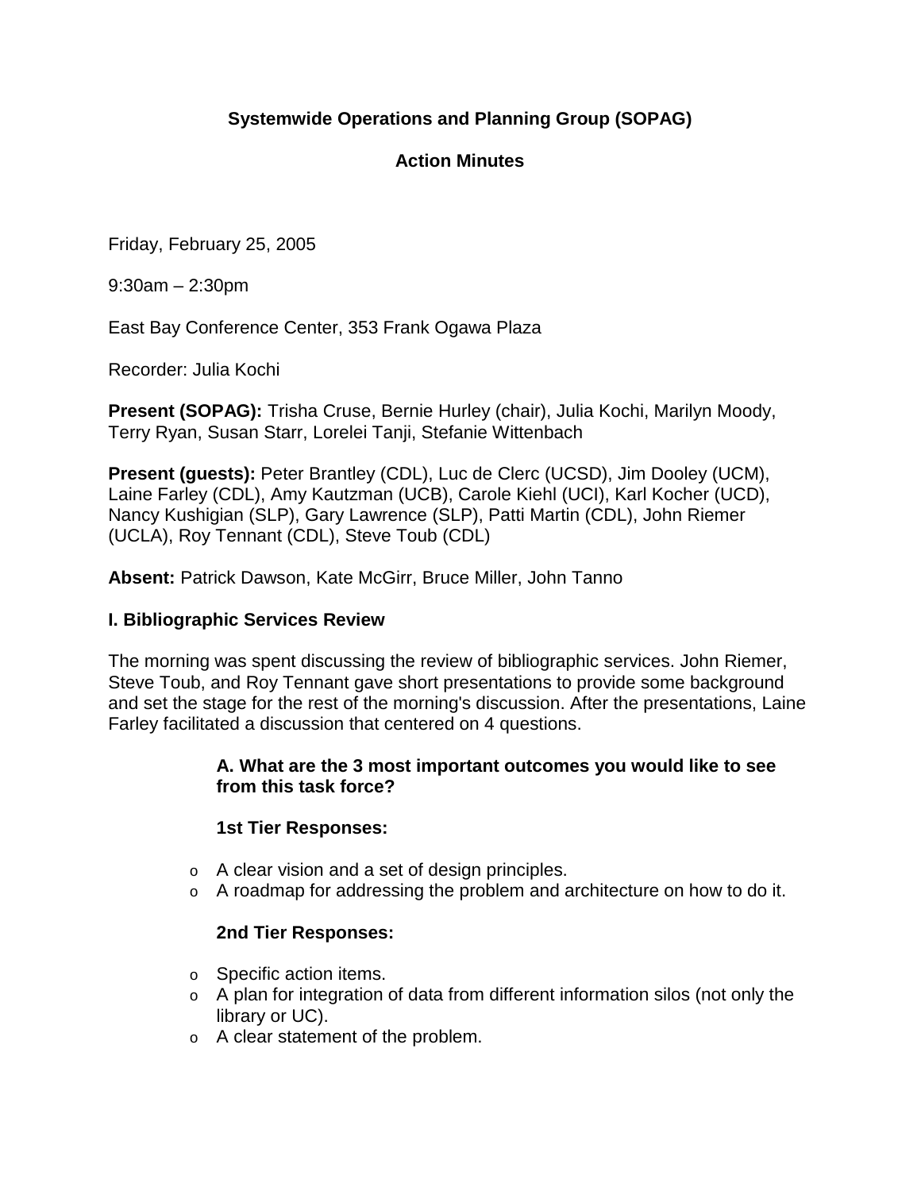# Systemwide Operations and Planning Group (SOPAG)

## Action Minutes

Friday, February 25, 2005

9:30am – 2:30pm

East Bay Conference Center, 353 Frank Ogawa Plaza

Recorder: Julia Kochi

**Present (SOPAG):** Trisha Cruse, Bernie Hurley (chair), Julia Kochi, Marilyn Moody, Terry Ryan, Susan Starr, Lorelei Tanji, Stefanie Wittenbach

**Present (guests):** Peter Brantley (CDL), Luc de Clerc (UCSD), Jim Dooley (UCM), Laine Farley (CDL), Amy Kautzman (UCB), Carole Kiehl (UCI), Karl Kocher (UCD), Nancy Kushigian (SLP), Gary Lawrence (SLP), Patti Martin (CDL), John Riemer (UCLA), Roy Tennant (CDL), Steve Toub (CDL)

**Absent:** Patrick Dawson, Kate McGirr, Bruce Miller, John Tanno

### I. Bibliographic Services Review

The morning was spent discussing the review of bibliographic services. John Riemer, Steve Toub, and Roy Tennant gave short presentations to provide some background and set the stage for the rest of the morning's discussion. After the presentations, Laine Farley facilitated a discussion that centered on 4 questions.

#### A. What are the 3 most important outcomes you would like to see from this task force?

**1st Tier Responses:**

- A clear vision and a set of design principles.
- A roadmap for addressing the problem and architecture on how to do it.

**2nd Tier Responses:**

- Specific action items.
- A plan for integration of data from different information silos (not only the library or UC).
- A clear statement of the problem.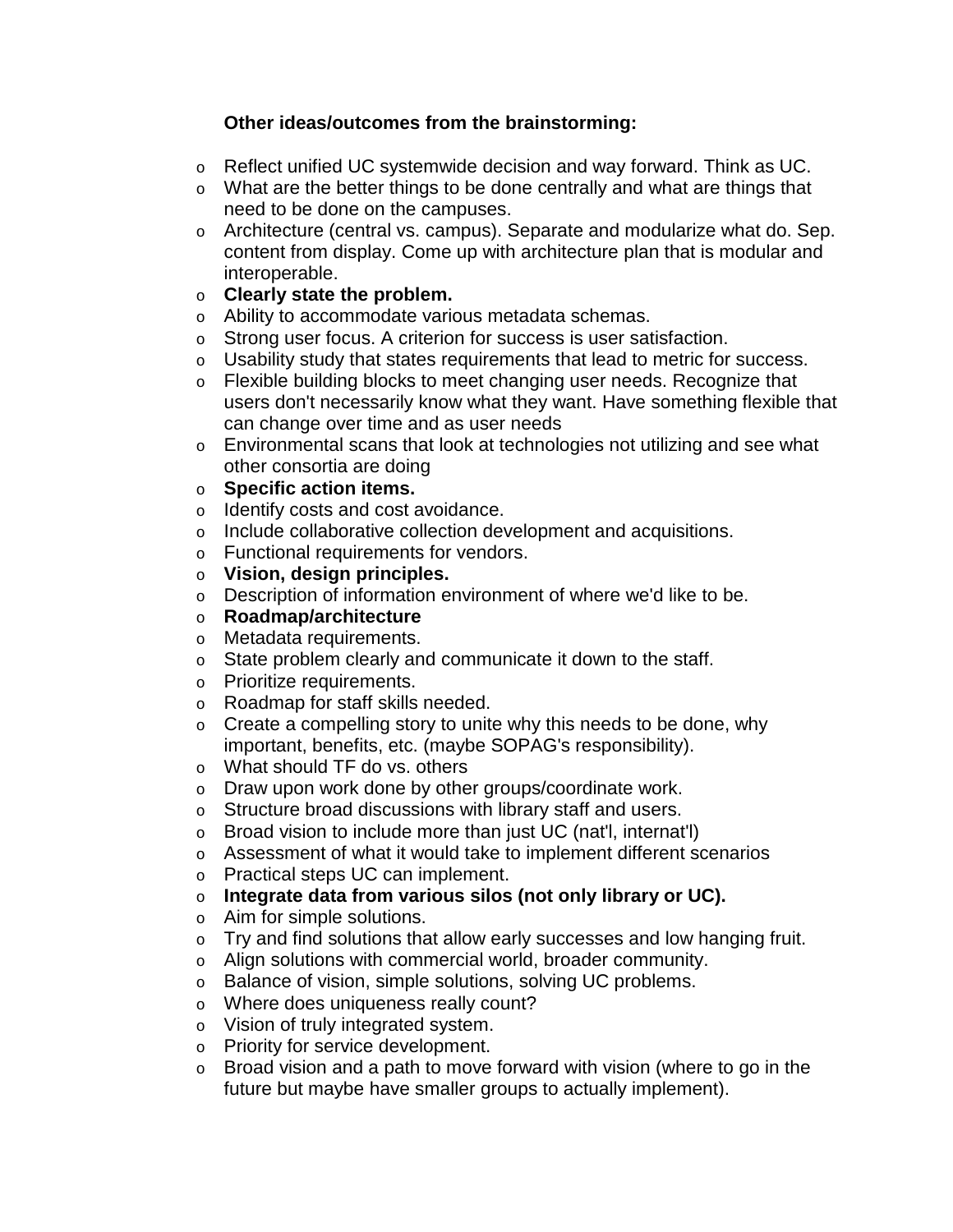**Other ideas/outcomes from the brainstorming:**

- Reflect unified UC systemwide decision and way forward. Think as UC.
- What are the better things to be done centrally and what are things that need to be done on the campuses.
- Architecture (central vs. campus). Separate and modularize what do. Sep. content from display. Come up with architecture plan that is modular and interoperable.
- **Clearly state the problem.**
- Ability to accommodate various metadata schemas.
- Strong user focus. A criterion for success is user satisfaction.
- Usability study that states requirements that lead to metric for success.
- Flexible building blocks to meet changing user needs. Recognize that users don't necessarily know what they want. Have something flexible that can change over time and as user needs
- Environmental scans that look at technologies not utilizing and see what other consortia are doing
- **Specific action items.**
- Identify costs and cost avoidance.
- Include collaborative collection development and acquisitions.
- Functional requirements for vendors.
- **Vision, design principles.**
- Description of information environment of where we'd like to be.
- **Roadmap/architecture**
- Metadata requirements.
- State problem clearly and communicate it down to the staff.
- Prioritize requirements.
- Roadmap for staff skills needed.
- Create a compelling story to unite why this needs to be done, why important, benefits, etc. (maybe SOPAG's responsibility).
- What should TF do vs. others
- Draw upon work done by other groups/coordinate work.
- Structure broad discussions with library staff and users.
- Broad vision to include more than just UC (nat'l, internat'l)
- Assessment of what it would take to implement different scenarios
- Practical steps UC can implement.
- **Integrate data from various silos (not only library or UC).**
- Aim for simple solutions.
- Try and find solutions that allow early successes and low hanging fruit.
- Align solutions with commercial world, broader community.
- Balance of vision, simple solutions, solving UC problems.
- Where does uniqueness really count?
- Vision of truly integrated system.
- Priority for service development.
- Broad vision and a path to move forward with vision (where to go in the future but maybe have smaller groups to actually implement).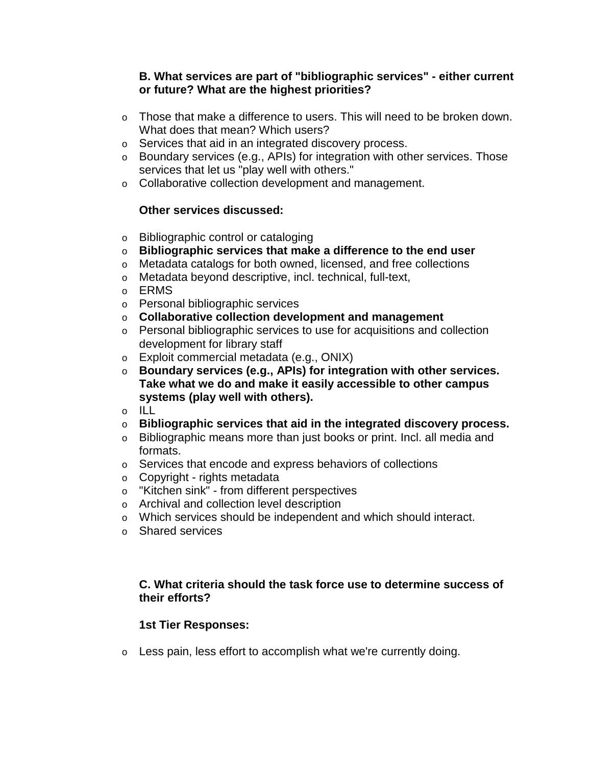**B. What services are part of "bibliographic services" - either current or future? What are the highest priorities?**

- Those that make a difference to users. This will need to be broken down. What does that mean? Which users?
- Services that aid in an integrated discovery process.
- Boundary services (e.g., APIs) for integration with other services. Those services that let us "play well with others."
- Collaborative collection development and management.

**Other services discussed:**

- Bibliographic control or cataloging
- **Bibliographic services that make a difference to the end user**
- Metadata catalogs for both owned, licensed, and free collections
- Metadata beyond descriptive, incl. technical, full-text,
- ERMS
- Personal bibliographic services
- **Collaborative collection development and management**
- Personal bibliographic services to use for acquisitions and collection development for library staff
- Exploit commercial metadata (e.g., ONIX)
- **Boundary services (e.g., APIs) for integration with other services. Take what we do and make it easily accessible to other campus systems (play well with others).**
- ILL
- **Bibliographic services that aid in the integrated discovery process.**
- Bibliographic means more than just books or print. Incl. all media and formats.
- Services that encode and express behaviors of collections
- Copyright - rights metadata
- "Kitchen sink" - from different perspectives
- Archival and collection level description
- Which services should be independent and which should interact.
- Shared services

**C. What criteria should the task force use to determine success of their efforts?**

**1st Tier Responses:**

- Less pain, less effort to accomplish what we're currently doing.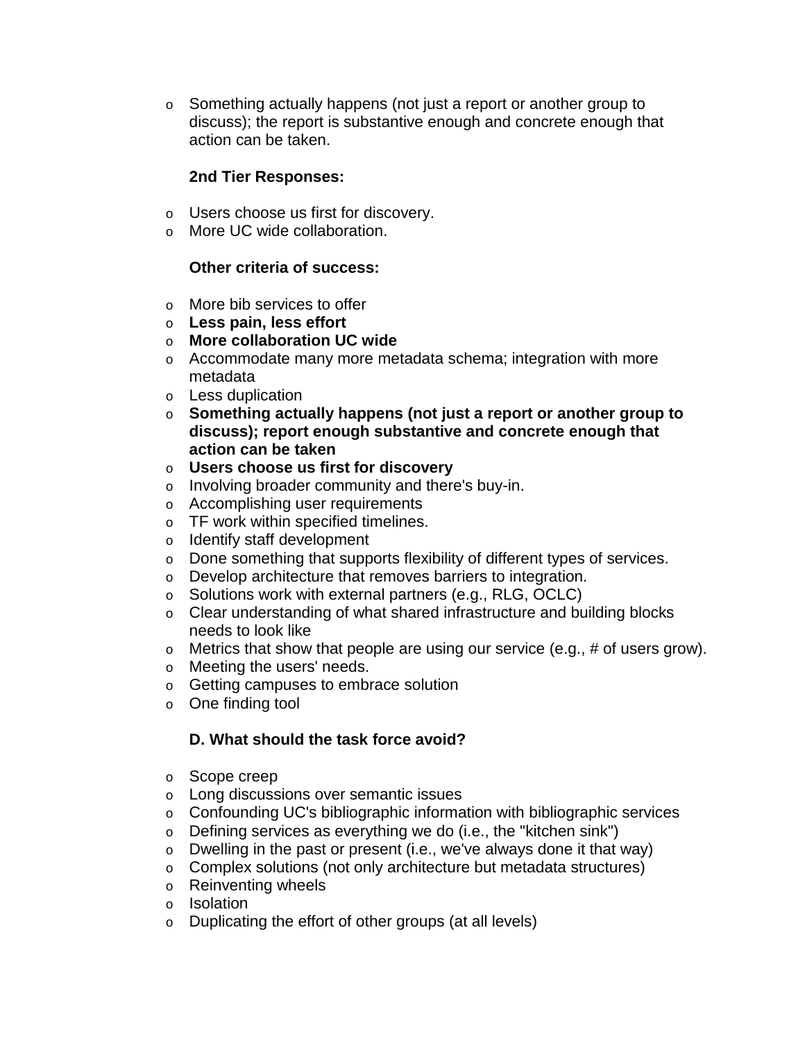- Something actually happens (not just a report or another group to discuss); the report is substantive enough and concrete enough that action can be taken.

**2nd Tier Responses:**

- Users choose us first for discovery.
- More UC wide collaboration.

**Other criteria of success:**

- More bib services to offer
- **Less pain, less effort**
- **More collaboration UC wide**
- Accommodate many more metadata schema; integration with more metadata
- Less duplication
- **Something actually happens (not just a report or another group to discuss); report enough substantive and concrete enough that action can be taken**
- **Users choose us first for discovery**
- Involving broader community and there's buy-in.
- Accomplishing user requirements
- TF work within specified timelines.
- Identify staff development
- Done something that supports flexibility of different types of services.
- Develop architecture that removes barriers to integration.
- Solutions work with external partners (e.g., RLG, OCLC)
- Clear understanding of what shared infrastructure and building blocks needs to look like
- Metrics that show that people are using our service (e.g., # of users grow).
- Meeting the users' needs.
- Getting campuses to embrace solution
- One finding tool

**D. What should the task force avoid?**

- Scope creep
- Long discussions over semantic issues
- Confounding UC's bibliographic information with bibliographic services
- Defining services as everything we do (i.e., the "kitchen sink")
- Dwelling in the past or present (i.e., we've always done it that way)
- Complex solutions (not only architecture but metadata structures)
- Reinventing wheels
- Isolation
- Duplicating the effort of other groups (at all levels)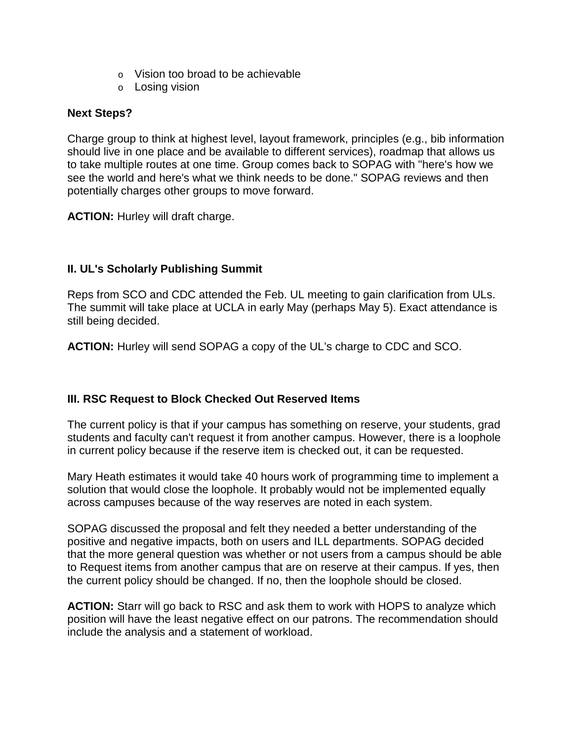- Vision too broad to be achievable
- Losing vision

**Next Steps?**

Charge group to think at highest level, layout framework, principles (e.g., bib information should live in one place and be available to different services), roadmap that allows us to take multiple routes at one time. Group comes back to SOPAG with "here's how we see the world and here's what we think needs to be done." SOPAG reviews and then potentially charges other groups to move forward.

**ACTION:** Hurley will draft charge.

**II. UL's Scholarly Publishing Summit**

Reps from SCO and CDC attended the Feb. UL meeting to gain clarification from ULs. The summit will take place at UCLA in early May (perhaps May 5). Exact attendance is still being decided.

**ACTION:** Hurley will send SOPAG a copy of the UL's charge to CDC and SCO.

**III. RSC Request to Block Checked Out Reserved Items**

The current policy is that if your campus has something on reserve, your students, grad students and faculty can't request it from another campus. However, there is a loophole in current policy because if the reserve item is checked out, it can be requested.

Mary Heath estimates it would take 40 hours work of programming time to implement a solution that would close the loophole. It probably would not be implemented equally across campuses because of the way reserves are noted in each system.

SOPAG discussed the proposal and felt they needed a better understanding of the positive and negative impacts, both on users and ILL departments. SOPAG decided that the more general question was whether or not users from a campus should be able to Request items from another campus that are on reserve at their campus. If yes, then the current policy should be changed. If no, then the loophole should be closed.

**ACTION:** Starr will go back to RSC and ask them to work with HOPS to analyze which position will have the least negative effect on our patrons. The recommendation should include the analysis and a statement of workload.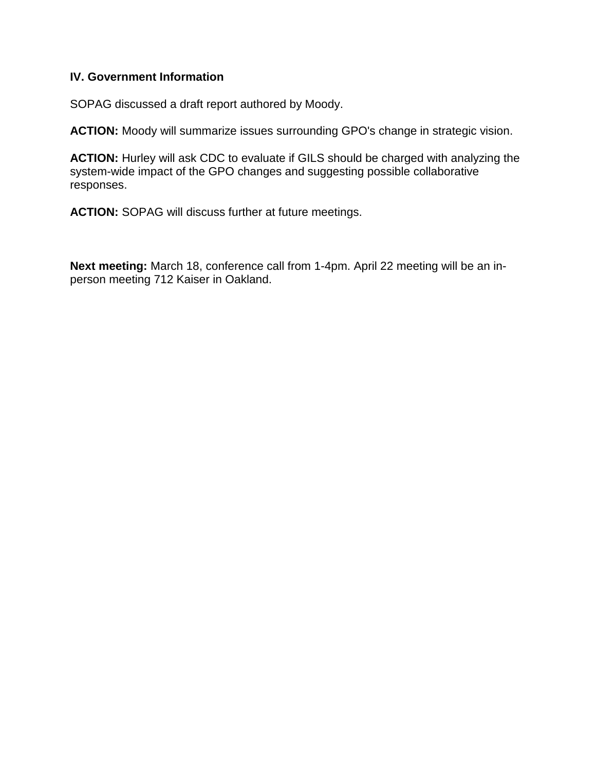### IV. Government Information

SOPAG discussed a draft report authored by Moody.

**ACTION:** Moody will summarize issues surrounding GPO's change in strategic vision.

**ACTION:** Hurley will ask CDC to evaluate if GILS should be charged with analyzing the system-wide impact of the GPO changes and suggesting possible collaborative responses.

**ACTION:** SOPAG will discuss further at future meetings.

**Next meeting:** March 18, conference call from 1-4pm. April 22 meeting will be an in-person meeting 712 Kaiser in Oakland.